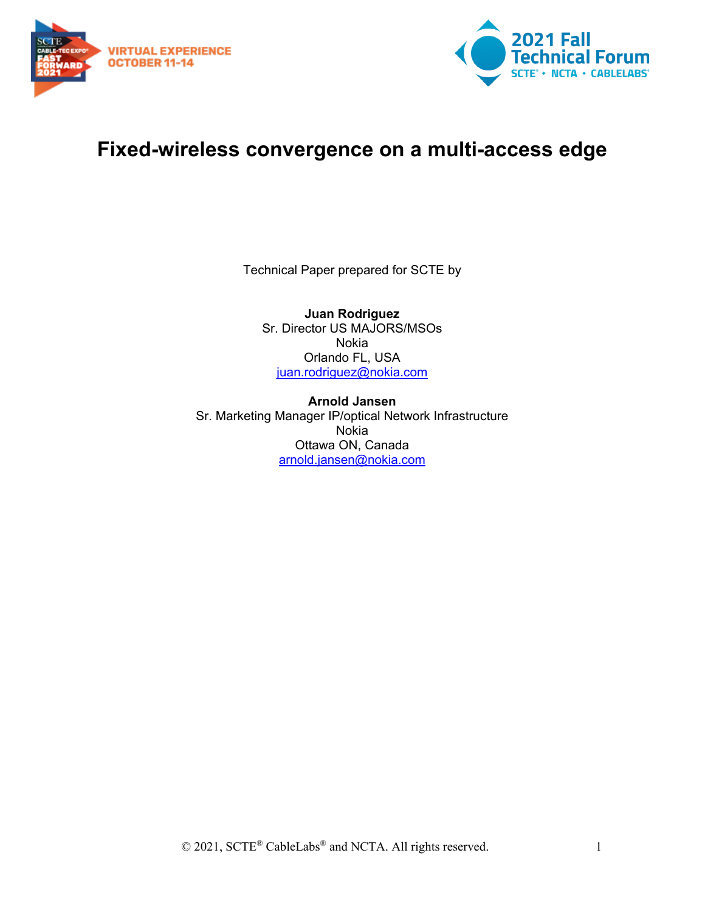# Fixed-wireless convergence on a multi-access edge

Technical Paper prepared for SCTE by

**Juan Rodriguez**
Sr. Director US MAJORS/MSOs
Nokia
Orlando FL, USA
juan.rodriguez@nokia.com

**Arnold Jansen**
Sr. Marketing Manager IP/optical Network Infrastructure
Nokia
Ottawa ON, Canada
arnold.jansen@nokia.com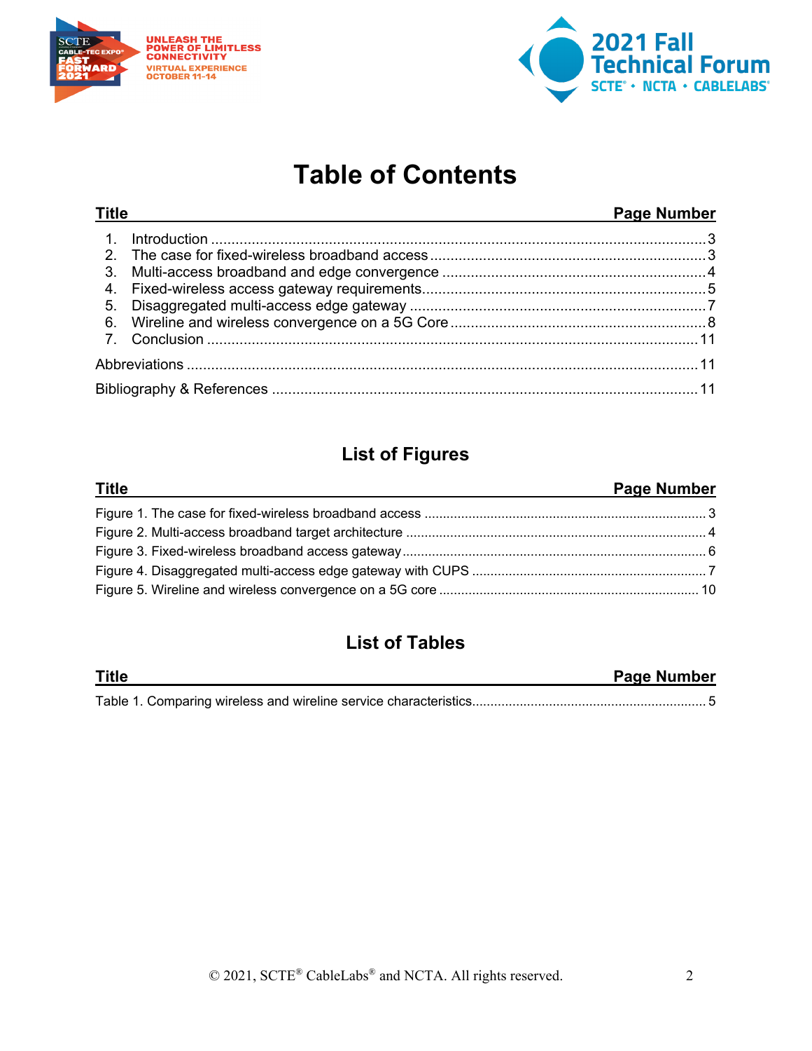# Table of Contents

| Title | Page Number |
|---|---|
| 1. Introduction | 3 |
| 2. The case for fixed-wireless broadband access | 3 |
| 3. Multi-access broadband and edge convergence | 4 |
| 4. Fixed-wireless access gateway requirements | 5 |
| 5. Disaggregated multi-access edge gateway | 7 |
| 6. Wireline and wireless convergence on a 5G Core | 8 |
| 7. Conclusion | 11 |
| Abbreviations | 11 |
| Bibliography & References | 11 |

## List of Figures

| Title | Page Number |
|---|---|
| Figure 1. The case for fixed-wireless broadband access | 3 |
| Figure 2. Multi-access broadband target architecture | 4 |
| Figure 3. Fixed-wireless broadband access gateway | 6 |
| Figure 4. Disaggregated multi-access edge gateway with CUPS | 7 |
| Figure 5. Wireline and wireless convergence on a 5G core | 10 |

## List of Tables

| Title | Page Number |
|---|---|
| Table 1. Comparing wireless and wireline service characteristics | 5 |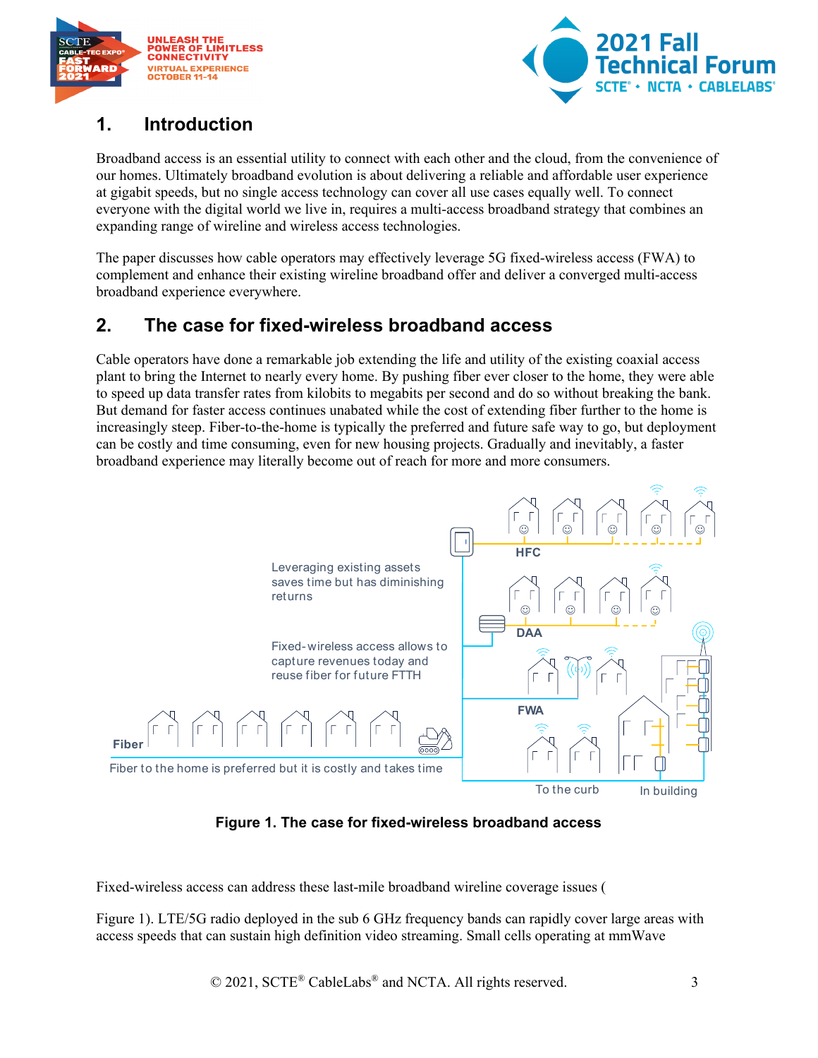## 1. Introduction

Broadband access is an essential utility to connect with each other and the cloud, from the convenience of our homes. Ultimately broadband evolution is about delivering a reliable and affordable user experience at gigabit speeds, but no single access technology can cover all use cases equally well. To connect everyone with the digital world we live in, requires a multi-access broadband strategy that combines an expanding range of wireline and wireless access technologies.

The paper discusses how cable operators may effectively leverage 5G fixed-wireless access (FWA) to complement and enhance their existing wireline broadband offer and deliver a converged multi-access broadband experience everywhere.

## 2. The case for fixed-wireless broadband access

Cable operators have done a remarkable job extending the life and utility of the existing coaxial access plant to bring the Internet to nearly every home. By pushing fiber ever closer to the home, they were able to speed up data transfer rates from kilobits to megabits per second and do so without breaking the bank. But demand for faster access continues unabated while the cost of extending fiber further to the home is increasingly steep. Fiber-to-the-home is typically the preferred and future safe way to go, but deployment can be costly and time consuming, even for new housing projects. Gradually and inevitably, a faster broadband experience may literally become out of reach for more and more consumers.

HFC

Leveraging existing assets saves time but has diminishing returns

DAA

Fixed-wireless access allows to capture revenues today and reuse fiber for future FTTH

FWA

Fiber

Fiber to the home is preferred but it is costly and takes time

To the curb

In building

**Figure 1. The case for fixed-wireless broadband access**

Fixed-wireless access can address these last-mile broadband wireline coverage issues (

Figure 1). LTE/5G radio deployed in the sub 6 GHz frequency bands can rapidly cover large areas with access speeds that can sustain high definition video streaming. Small cells operating at mmWave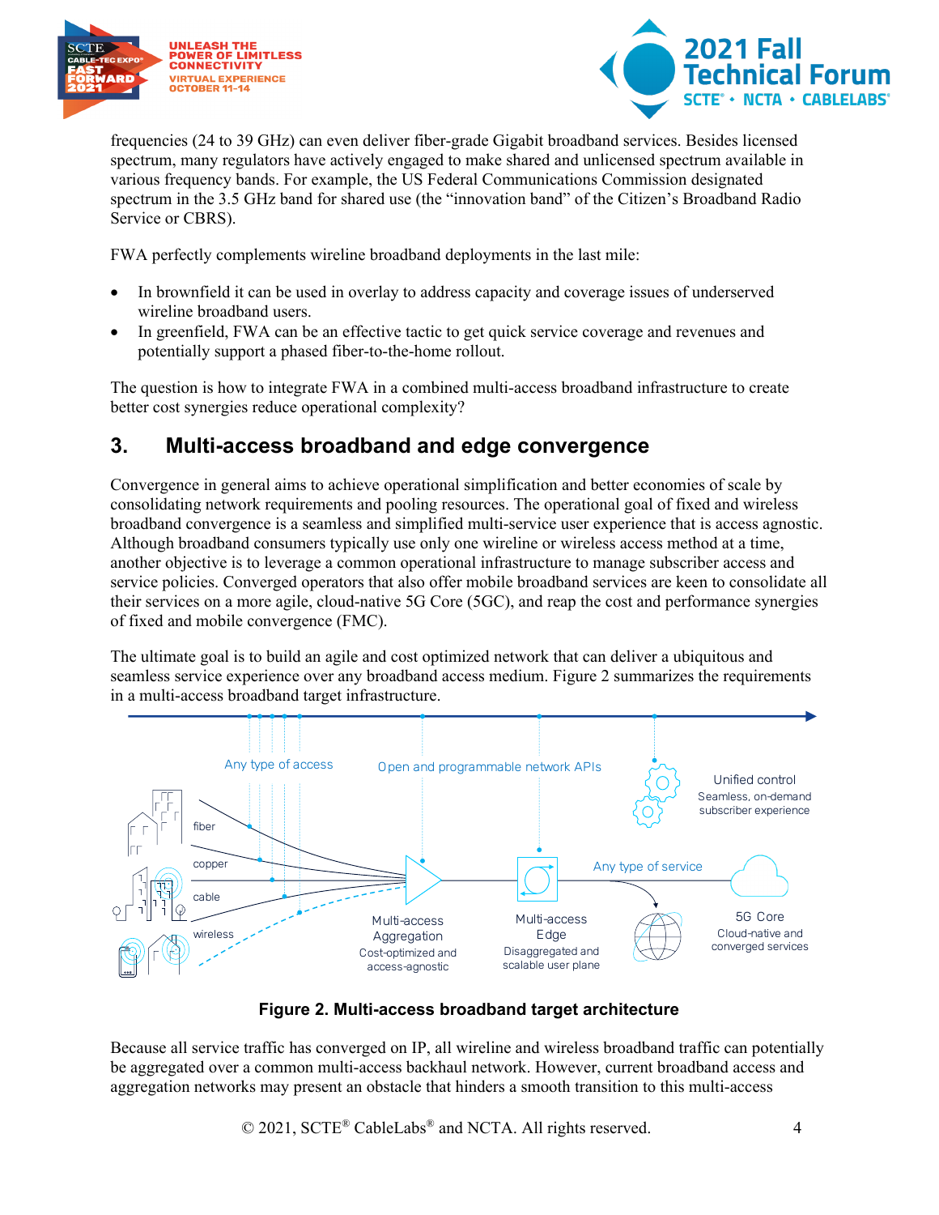frequencies (24 to 39 GHz) can even deliver fiber-grade Gigabit broadband services. Besides licensed spectrum, many regulators have actively engaged to make shared and unlicensed spectrum available in various frequency bands. For example, the US Federal Communications Commission designated spectrum in the 3.5 GHz band for shared use (the "innovation band" of the Citizen's Broadband Radio Service or CBRS).

FWA perfectly complements wireline broadband deployments in the last mile:

- In brownfield it can be used in overlay to address capacity and coverage issues of underserved wireline broadband users.
- In greenfield, FWA can be an effective tactic to get quick service coverage and revenues and potentially support a phased fiber-to-the-home rollout.

The question is how to integrate FWA in a combined multi-access broadband infrastructure to create better cost synergies reduce operational complexity?

## 3. Multi-access broadband and edge convergence

Convergence in general aims to achieve operational simplification and better economies of scale by consolidating network requirements and pooling resources. The operational goal of fixed and wireless broadband convergence is a seamless and simplified multi-service user experience that is access agnostic. Although broadband consumers typically use only one wireline or wireless access method at a time, another objective is to leverage a common operational infrastructure to manage subscriber access and service policies. Converged operators that also offer mobile broadband services are keen to consolidate all their services on a more agile, cloud-native 5G Core (5GC), and reap the cost and performance synergies of fixed and mobile convergence (FMC).

The ultimate goal is to build an agile and cost optimized network that can deliver a ubiquitous and seamless service experience over any broadband access medium. Figure 2 summarizes the requirements in a multi-access broadband target infrastructure.

**Figure 2. Multi-access broadband target architecture**

Because all service traffic has converged on IP, all wireline and wireless broadband traffic can potentially be aggregated over a common multi-access backhaul network. However, current broadband access and aggregation networks may present an obstacle that hinders a smooth transition to this multi-access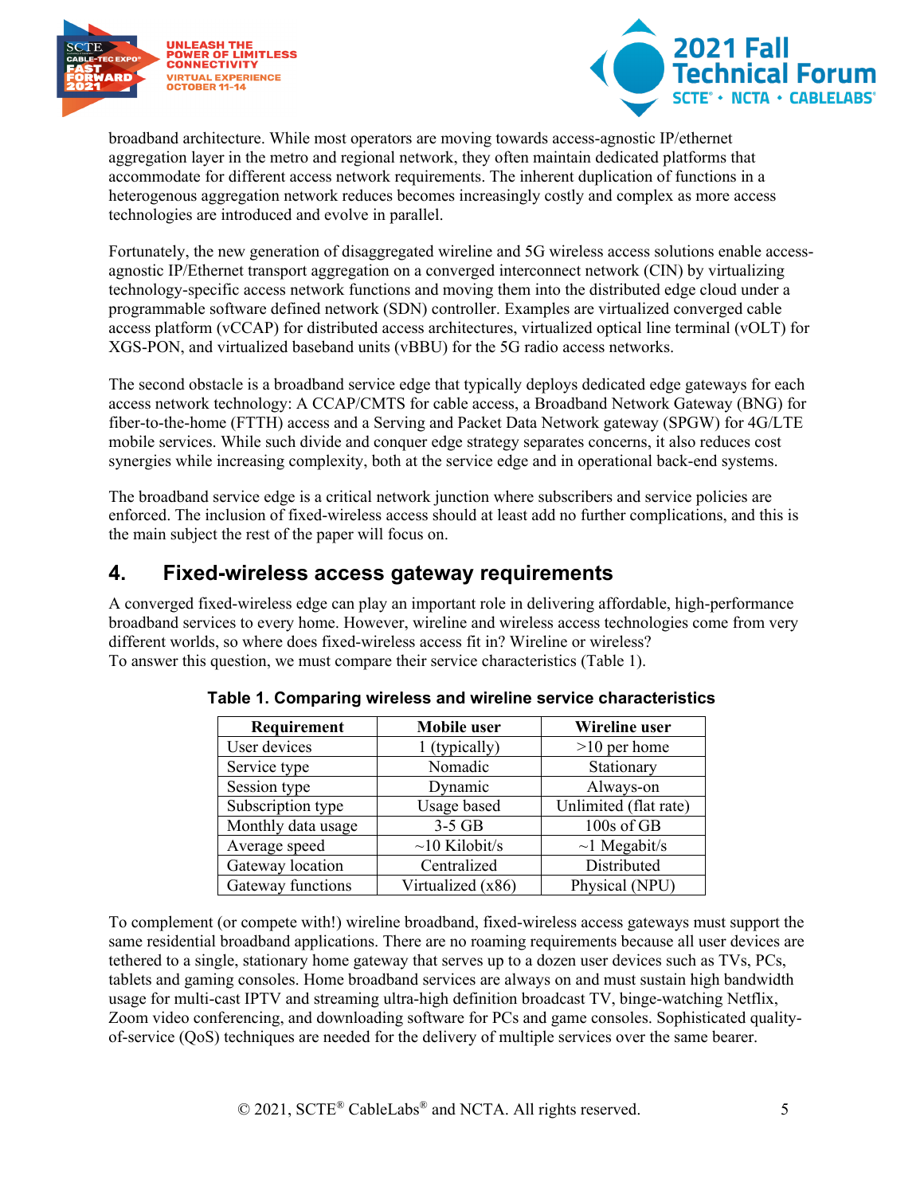broadband architecture. While most operators are moving towards access-agnostic IP/ethernet aggregation layer in the metro and regional network, they often maintain dedicated platforms that accommodate for different access network requirements. The inherent duplication of functions in a heterogenous aggregation network reduces becomes increasingly costly and complex as more access technologies are introduced and evolve in parallel.

Fortunately, the new generation of disaggregated wireline and 5G wireless access solutions enable access-agnostic IP/Ethernet transport aggregation on a converged interconnect network (CIN) by virtualizing technology-specific access network functions and moving them into the distributed edge cloud under a programmable software defined network (SDN) controller. Examples are virtualized converged cable access platform (vCCAP) for distributed access architectures, virtualized optical line terminal (vOLT) for XGS-PON, and virtualized baseband units (vBBU) for the 5G radio access networks.

The second obstacle is a broadband service edge that typically deploys dedicated edge gateways for each access network technology: A CCAP/CMTS for cable access, a Broadband Network Gateway (BNG) for fiber-to-the-home (FTTH) access and a Serving and Packet Data Network gateway (SPGW) for 4G/LTE mobile services. While such divide and conquer edge strategy separates concerns, it also reduces cost synergies while increasing complexity, both at the service edge and in operational back-end systems.

The broadband service edge is a critical network junction where subscribers and service policies are enforced. The inclusion of fixed-wireless access should at least add no further complications, and this is the main subject the rest of the paper will focus on.

## 4. Fixed-wireless access gateway requirements

A converged fixed-wireless edge can play an important role in delivering affordable, high-performance broadband services to every home. However, wireline and wireless access technologies come from very different worlds, so where does fixed-wireless access fit in? Wireline or wireless?
To answer this question, we must compare their service characteristics (Table 1).

**Table 1. Comparing wireless and wireline service characteristics**

| Requirement | Mobile user | Wireline user |
|---|---|---|
| User devices | 1 (typically) | >10 per home |
| Service type | Nomadic | Stationary |
| Session type | Dynamic | Always-on |
| Subscription type | Usage based | Unlimited (flat rate) |
| Monthly data usage | 3-5 GB | 100s of GB |
| Average speed | ~10 Kilobit/s | ~1 Megabit/s |
| Gateway location | Centralized | Distributed |
| Gateway functions | Virtualized (x86) | Physical (NPU) |

To complement (or compete with!) wireline broadband, fixed-wireless access gateways must support the same residential broadband applications. There are no roaming requirements because all user devices are tethered to a single, stationary home gateway that serves up to a dozen user devices such as TVs, PCs, tablets and gaming consoles. Home broadband services are always on and must sustain high bandwidth usage for multi-cast IPTV and streaming ultra-high definition broadcast TV, binge-watching Netflix, Zoom video conferencing, and downloading software for PCs and game consoles. Sophisticated quality-of-service (QoS) techniques are needed for the delivery of multiple services over the same bearer.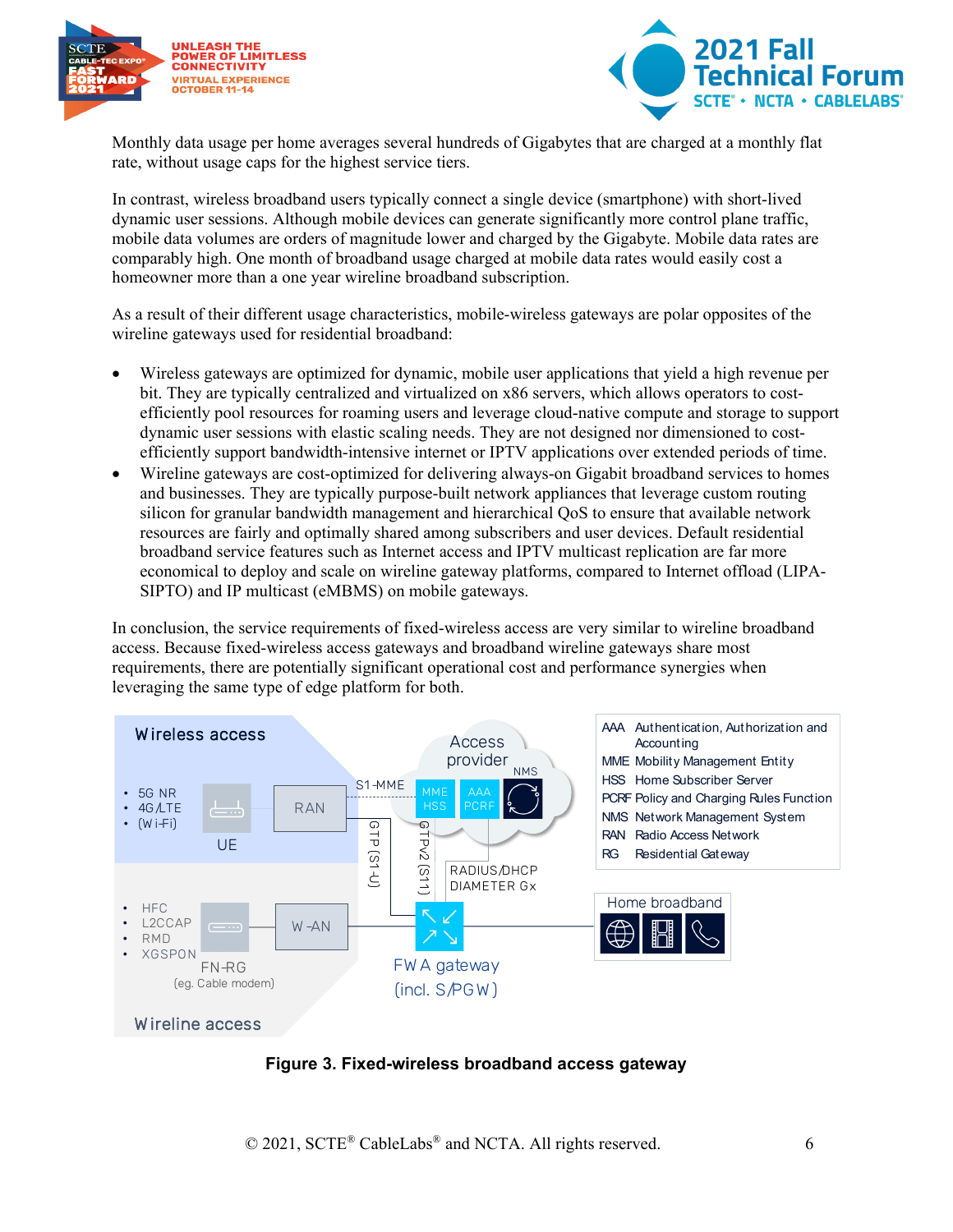Monthly data usage per home averages several hundreds of Gigabytes that are charged at a monthly flat rate, without usage caps for the highest service tiers.

In contrast, wireless broadband users typically connect a single device (smartphone) with short-lived dynamic user sessions. Although mobile devices can generate significantly more control plane traffic, mobile data volumes are orders of magnitude lower and charged by the Gigabyte. Mobile data rates are comparably high. One month of broadband usage charged at mobile data rates would easily cost a homeowner more than a one year wireline broadband subscription.

As a result of their different usage characteristics, mobile-wireless gateways are polar opposites of the wireline gateways used for residential broadband:

- Wireless gateways are optimized for dynamic, mobile user applications that yield a high revenue per bit. They are typically centralized and virtualized on x86 servers, which allows operators to cost-efficiently pool resources for roaming users and leverage cloud-native compute and storage to support dynamic user sessions with elastic scaling needs. They are not designed nor dimensioned to cost-efficiently support bandwidth-intensive internet or IPTV applications over extended periods of time.
- Wireline gateways are cost-optimized for delivering always-on Gigabit broadband services to homes and businesses. They are typically purpose-built network appliances that leverage custom routing silicon for granular bandwidth management and hierarchical QoS to ensure that available network resources are fairly and optimally shared among subscribers and user devices. Default residential broadband service features such as Internet access and IPTV multicast replication are far more economical to deploy and scale on wireline gateway platforms, compared to Internet offload (LIPA-SIPTO) and IP multicast (eMBMS) on mobile gateways.

In conclusion, the service requirements of fixed-wireless access are very similar to wireline broadband access. Because fixed-wireless access gateways and broadband wireline gateways share most requirements, there are potentially significant operational cost and performance synergies when leveraging the same type of edge platform for both.

Wireless access
- 5G NR
- 4G/LTE
- (Wi-Fi)

UE | RAN | S1-MME | GTP (S1-U) | GTPv2 (S11)

Access provider: MME HSS | AAA PCRF | NMS

RADIUS/DHCP
DIAMETER Gx

- HFC
- L2CCAP
- RMD
- XGSPON

FN-RG (eg. Cable modem) | W-AN

FWA gateway (incl. S/PGW)

Home broadband

Wireline access

| | |
|---|---|
| AAA | Authentication, Authorization and Accounting |
| MME | Mobility Management Entity |
| HSS | Home Subscriber Server |
| PCRF | Policy and Charging Rules Function |
| NMS | Network Management System |
| RAN | Radio Access Network |
| RG | Residential Gateway |

**Figure 3. Fixed-wireless broadband access gateway**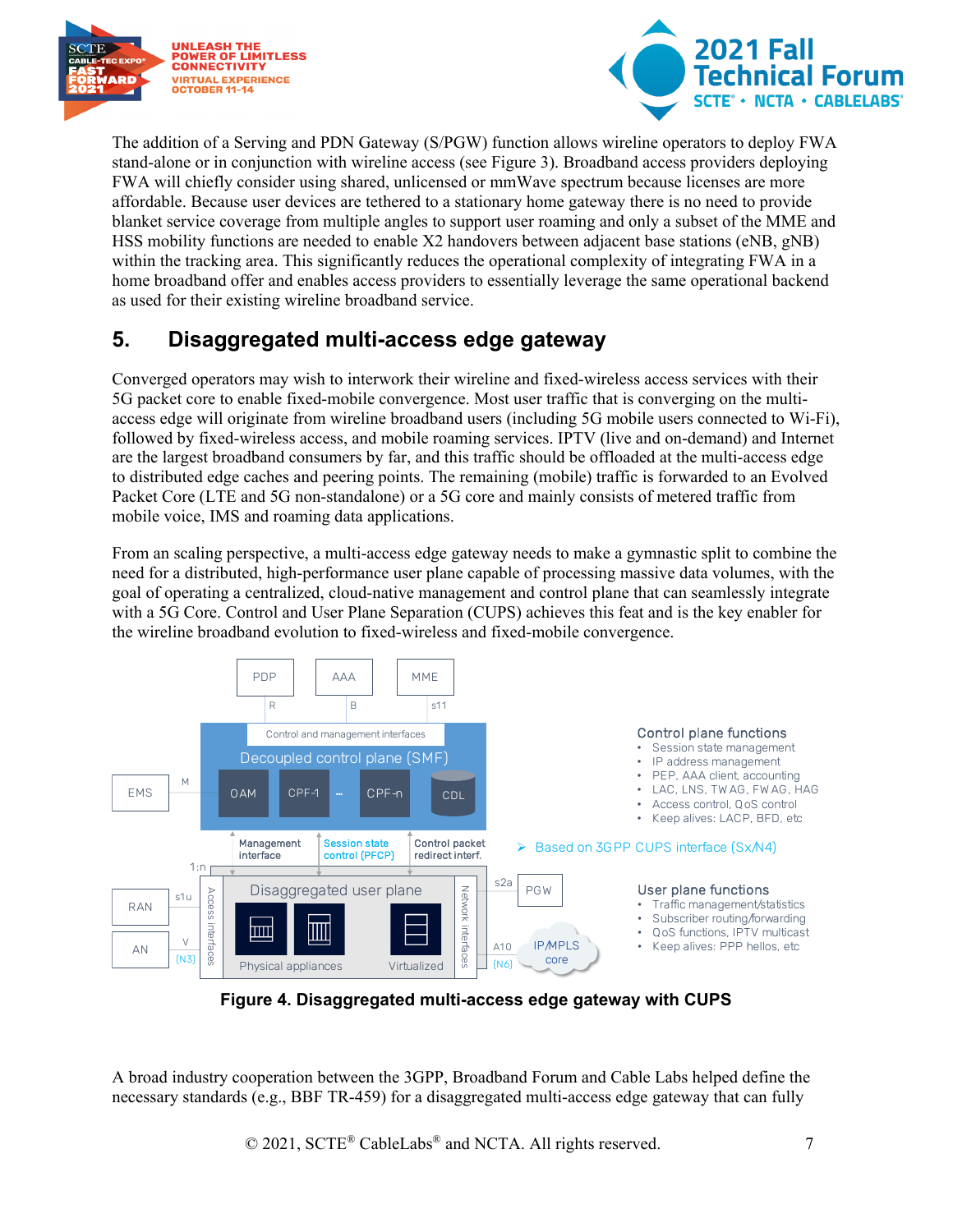The addition of a Serving and PDN Gateway (S/PGW) function allows wireline operators to deploy FWA stand-alone or in conjunction with wireline access (see Figure 3). Broadband access providers deploying FWA will chiefly consider using shared, unlicensed or mmWave spectrum because licenses are more affordable. Because user devices are tethered to a stationary home gateway there is no need to provide blanket service coverage from multiple angles to support user roaming and only a subset of the MME and HSS mobility functions are needed to enable X2 handovers between adjacent base stations (eNB, gNB) within the tracking area. This significantly reduces the operational complexity of integrating FWA in a home broadband offer and enables access providers to essentially leverage the same operational backend as used for their existing wireline broadband service.

## 5. Disaggregated multi-access edge gateway

Converged operators may wish to interwork their wireline and fixed-wireless access services with their 5G packet core to enable fixed-mobile convergence. Most user traffic that is converging on the multi-access edge will originate from wireline broadband users (including 5G mobile users connected to Wi-Fi), followed by fixed-wireless access, and mobile roaming services. IPTV (live and on-demand) and Internet are the largest broadband consumers by far, and this traffic should be offloaded at the multi-access edge to distributed edge caches and peering points. The remaining (mobile) traffic is forwarded to an Evolved Packet Core (LTE and 5G non-standalone) or a 5G core and mainly consists of metered traffic from mobile voice, IMS and roaming data applications.

From an scaling perspective, a multi-access edge gateway needs to make a gymnastic split to combine the need for a distributed, high-performance user plane capable of processing massive data volumes, with the goal of operating a centralized, cloud-native management and control plane that can seamlessly integrate with a 5G Core. Control and User Plane Separation (CUPS) achieves this feat and is the key enabler for the wireline broadband evolution to fixed-wireless and fixed-mobile convergence.

PDP | AAA | MME

R | B | s11

Control and management interfaces

Decoupled control plane (SMF)

EMS — M — OAM | CPF-1 ... CPF-n | CDL

Management interface | Session state control (PFCP) | Control packet redirect interf.

1:n

RAN — s1u; AN — V (N3)

Access interfaces | Disaggregated user plane | Network interfaces

Physical appliances | Virtualized

s2a — PGW; A10 (N6) — IP/MPLS core

Control plane functions
- Session state management
- IP address management
- PEP, AAA client, accounting
- LAC, LNS, TWAG, FWAG, HAG
- Access control, QoS control
- Keep alives: LACP, BFD, etc

➢ Based on 3GPP CUPS interface (Sx/N4)

User plane functions
- Traffic management/statistics
- Subscriber routing/forwarding
- QoS functions, IPTV multicast
- Keep alives: PPP hellos, etc

**Figure 4. Disaggregated multi-access edge gateway with CUPS**

A broad industry cooperation between the 3GPP, Broadband Forum and Cable Labs helped define the necessary standards (e.g., BBF TR-459) for a disaggregated multi-access edge gateway that can fully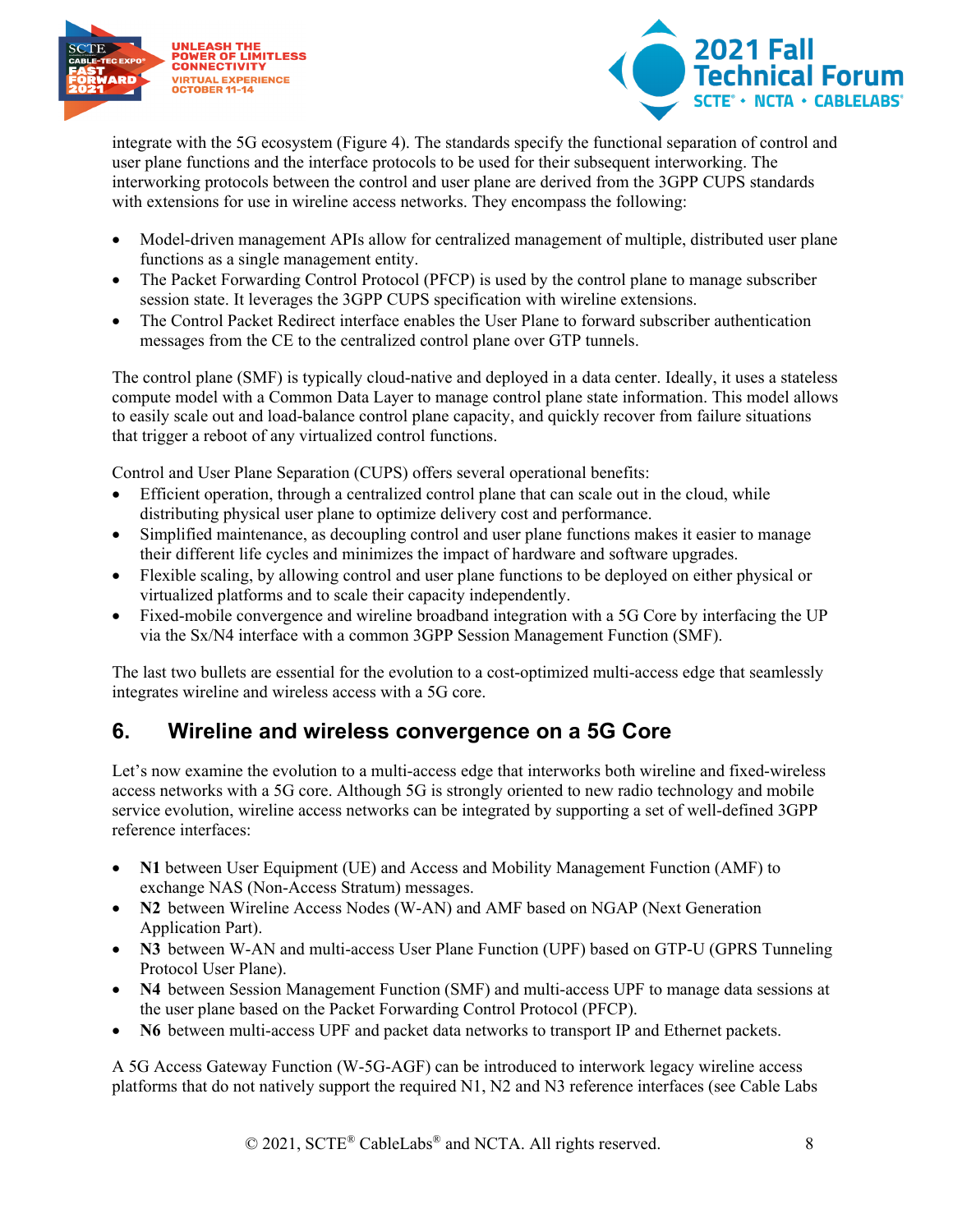integrate with the 5G ecosystem (Figure 4). The standards specify the functional separation of control and user plane functions and the interface protocols to be used for their subsequent interworking. The interworking protocols between the control and user plane are derived from the 3GPP CUPS standards with extensions for use in wireline access networks. They encompass the following:

- Model-driven management APIs allow for centralized management of multiple, distributed user plane functions as a single management entity.
- The Packet Forwarding Control Protocol (PFCP) is used by the control plane to manage subscriber session state. It leverages the 3GPP CUPS specification with wireline extensions.
- The Control Packet Redirect interface enables the User Plane to forward subscriber authentication messages from the CE to the centralized control plane over GTP tunnels.

The control plane (SMF) is typically cloud-native and deployed in a data center. Ideally, it uses a stateless compute model with a Common Data Layer to manage control plane state information. This model allows to easily scale out and load-balance control plane capacity, and quickly recover from failure situations that trigger a reboot of any virtualized control functions.

Control and User Plane Separation (CUPS) offers several operational benefits:

- Efficient operation, through a centralized control plane that can scale out in the cloud, while distributing physical user plane to optimize delivery cost and performance.
- Simplified maintenance, as decoupling control and user plane functions makes it easier to manage their different life cycles and minimizes the impact of hardware and software upgrades.
- Flexible scaling, by allowing control and user plane functions to be deployed on either physical or virtualized platforms and to scale their capacity independently.
- Fixed-mobile convergence and wireline broadband integration with a 5G Core by interfacing the UP via the Sx/N4 interface with a common 3GPP Session Management Function (SMF).

The last two bullets are essential for the evolution to a cost-optimized multi-access edge that seamlessly integrates wireline and wireless access with a 5G core.

## 6. Wireline and wireless convergence on a 5G Core

Let's now examine the evolution to a multi-access edge that interworks both wireline and fixed-wireless access networks with a 5G core. Although 5G is strongly oriented to new radio technology and mobile service evolution, wireline access networks can be integrated by supporting a set of well-defined 3GPP reference interfaces:

- **N1** between User Equipment (UE) and Access and Mobility Management Function (AMF) to exchange NAS (Non-Access Stratum) messages.
- **N2** between Wireline Access Nodes (W-AN) and AMF based on NGAP (Next Generation Application Part).
- **N3** between W-AN and multi-access User Plane Function (UPF) based on GTP-U (GPRS Tunneling Protocol User Plane).
- **N4** between Session Management Function (SMF) and multi-access UPF to manage data sessions at the user plane based on the Packet Forwarding Control Protocol (PFCP).
- **N6** between multi-access UPF and packet data networks to transport IP and Ethernet packets.

A 5G Access Gateway Function (W-5G-AGF) can be introduced to interwork legacy wireline access platforms that do not natively support the required N1, N2 and N3 reference interfaces (see Cable Labs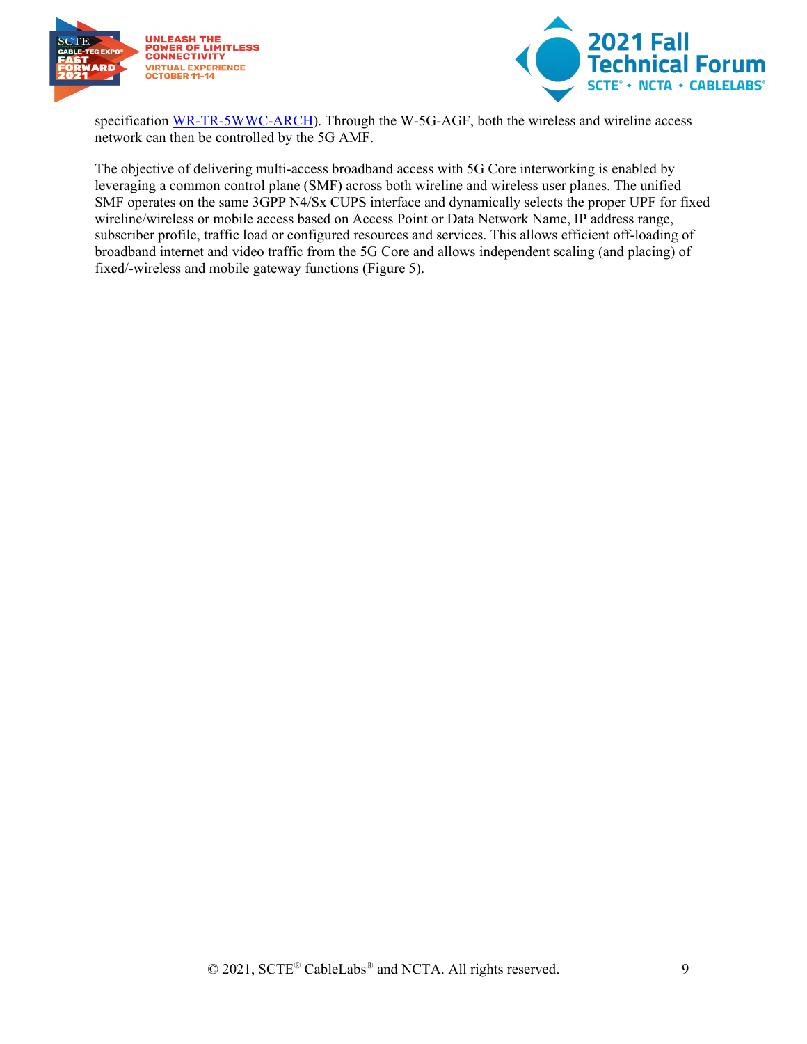specification [WR-TR-5WWC-ARCH](). Through the W-5G-AGF, both the wireless and wireline access network can then be controlled by the 5G AMF.

The objective of delivering multi-access broadband access with 5G Core interworking is enabled by leveraging a common control plane (SMF) across both wireline and wireless user planes. The unified SMF operates on the same 3GPP N4/Sx CUPS interface and dynamically selects the proper UPF for fixed wireline/wireless or mobile access based on Access Point or Data Network Name, IP address range, subscriber profile, traffic load or configured resources and services. This allows efficient off-loading of broadband internet and video traffic from the 5G Core and allows independent scaling (and placing) of fixed/-wireless and mobile gateway functions (Figure 5).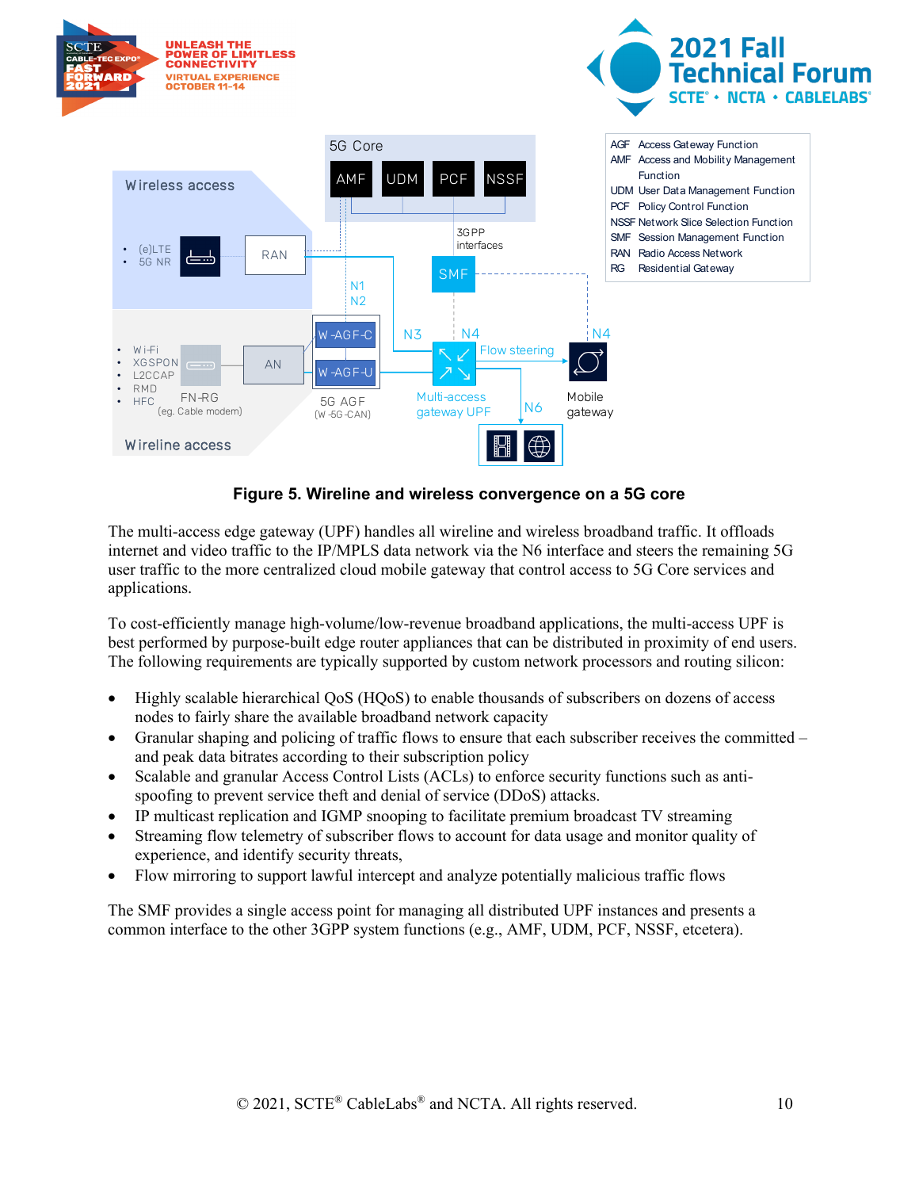**Figure 5. Wireline and wireless convergence on a 5G core**

The multi-access edge gateway (UPF) handles all wireline and wireless broadband traffic. It offloads internet and video traffic to the IP/MPLS data network via the N6 interface and steers the remaining 5G user traffic to the more centralized cloud mobile gateway that control access to 5G Core services and applications.

To cost-efficiently manage high-volume/low-revenue broadband applications, the multi-access UPF is best performed by purpose-built edge router appliances that can be distributed in proximity of end users. The following requirements are typically supported by custom network processors and routing silicon:

- Highly scalable hierarchical QoS (HQoS) to enable thousands of subscribers on dozens of access nodes to fairly share the available broadband network capacity
- Granular shaping and policing of traffic flows to ensure that each subscriber receives the committed – and peak data bitrates according to their subscription policy
- Scalable and granular Access Control Lists (ACLs) to enforce security functions such as anti-spoofing to prevent service theft and denial of service (DDoS) attacks.
- IP multicast replication and IGMP snooping to facilitate premium broadcast TV streaming
- Streaming flow telemetry of subscriber flows to account for data usage and monitor quality of experience, and identify security threats,
- Flow mirroring to support lawful intercept and analyze potentially malicious traffic flows

The SMF provides a single access point for managing all distributed UPF instances and presents a common interface to the other 3GPP system functions (e.g., AMF, UDM, PCF, NSSF, etcetera).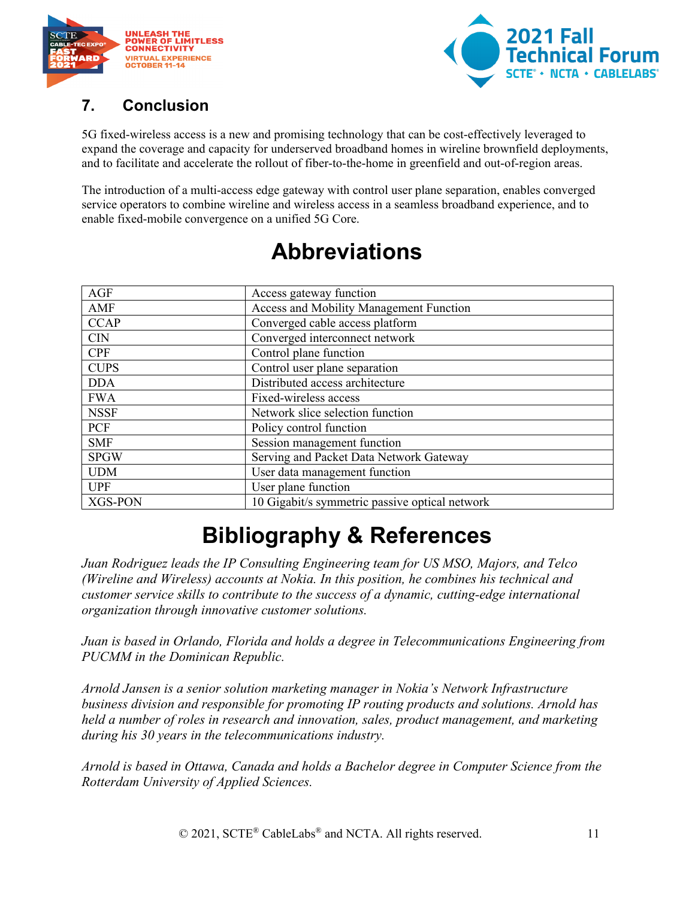## 7. Conclusion

5G fixed-wireless access is a new and promising technology that can be cost-effectively leveraged to expand the coverage and capacity for underserved broadband homes in wireline brownfield deployments, and to facilitate and accelerate the rollout of fiber-to-the-home in greenfield and out-of-region areas.

The introduction of a multi-access edge gateway with control user plane separation, enables converged service operators to combine wireline and wireless access in a seamless broadband experience, and to enable fixed-mobile convergence on a unified 5G Core.

# Abbreviations

| | |
|---|---|
| AGF | Access gateway function |
| AMF | Access and Mobility Management Function |
| CCAP | Converged cable access platform |
| CIN | Converged interconnect network |
| CPF | Control plane function |
| CUPS | Control user plane separation |
| DDA | Distributed access architecture |
| FWA | Fixed-wireless access |
| NSSF | Network slice selection function |
| PCF | Policy control function |
| SMF | Session management function |
| SPGW | Serving and Packet Data Network Gateway |
| UDM | User data management function |
| UPF | User plane function |
| XGS-PON | 10 Gigabit/s symmetric passive optical network |

# Bibliography & References

*Juan Rodriguez leads the IP Consulting Engineering team for US MSO, Majors, and Telco (Wireline and Wireless) accounts at Nokia. In this position, he combines his technical and customer service skills to contribute to the success of a dynamic, cutting-edge international organization through innovative customer solutions.*

*Juan is based in Orlando, Florida and holds a degree in Telecommunications Engineering from PUCMM in the Dominican Republic.*

*Arnold Jansen is a senior solution marketing manager in Nokia's Network Infrastructure business division and responsible for promoting IP routing products and solutions. Arnold has held a number of roles in research and innovation, sales, product management, and marketing during his 30 years in the telecommunications industry.*

*Arnold is based in Ottawa, Canada and holds a Bachelor degree in Computer Science from the Rotterdam University of Applied Sciences.*